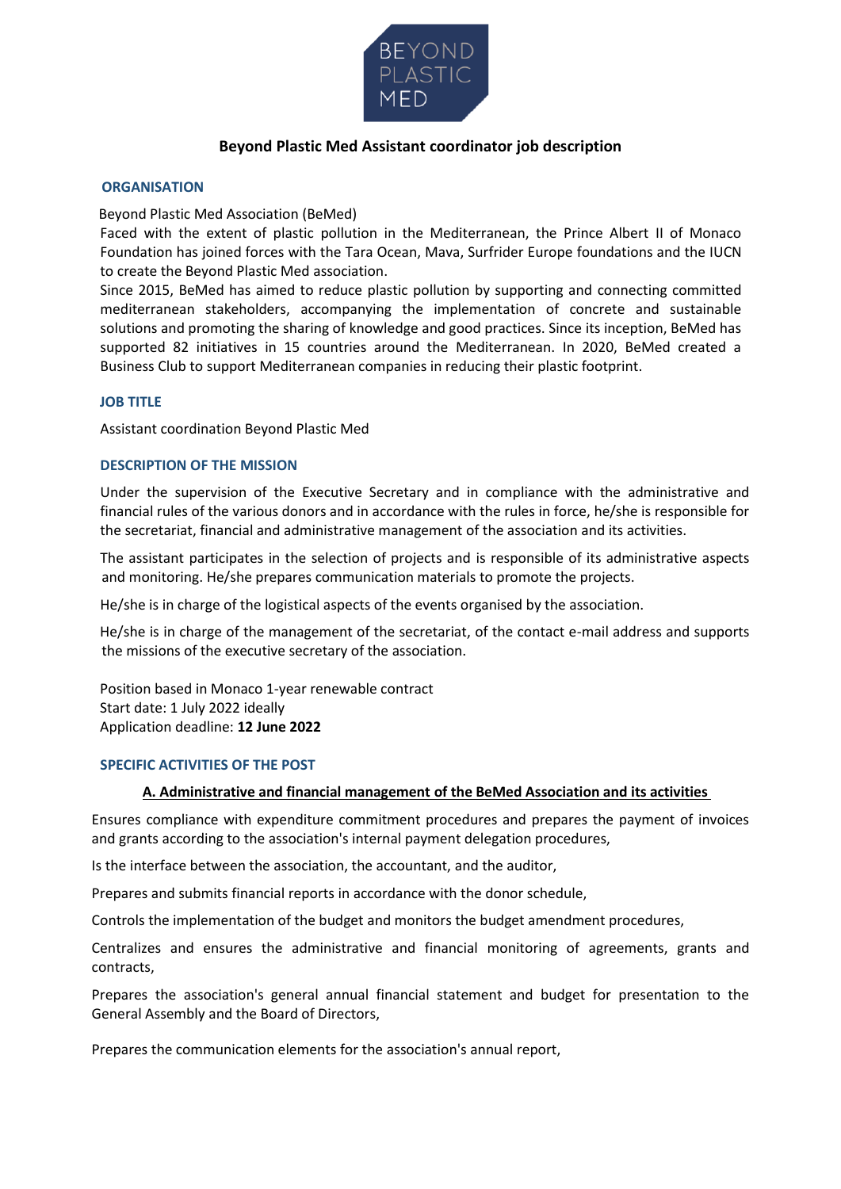# Beyond Plastic Med Assistant coordinator job description

## ORGANISATION

Beyond Plastic Med Association (BeMed)

Faced with the extent of plastic pollution in the Mediterranean, the Prince Albert II of Monaco Foundation has joined forces with the Tara Ocean, Mava, Surfrider Europe foundations and the IUCN to create the Beyond Plastic Med association.

Since 2015, BeMed has aimed to reduce plastic pollution by supporting and connecting committed mediterranean stakeholders, accompanying the implementation of concrete and sustainable solutions and promoting the sharing of knowledge and good practices. Since its inception, BeMed has supported 82 initiatives in 15 countries around the Mediterranean. In 2020, BeMed created a Business Club to support Mediterranean companies in reducing their plastic footprint.

## JOB TITLE

Assistant coordination Beyond Plastic Med

## DESCRIPTION OF THE MISSION

Under the supervision of the Executive Secretary and in compliance with the administrative and financial rules of the various donors and in accordance with the rules in force, he/she is responsible for the secretariat, financial and administrative management of the association and its activities.

The assistant participates in the selection of projects and is responsible of its administrative aspects and monitoring. He/she prepares communication materials to promote the projects.

He/she is in charge of the logistical aspects of the events organised by the association.

He/she is in charge of the management of the secretariat, of the contact e-mail address and supports the missions of the executive secretary of the association.

Position based in Monaco 1-year renewable contract
Start date: 1 July 2022 ideally
Application deadline: **12 June 2022**

## SPECIFIC ACTIVITIES OF THE POST

### A. Administrative and financial management of the BeMed Association and its activities

Ensures compliance with expenditure commitment procedures and prepares the payment of invoices and grants according to the association's internal payment delegation procedures,

Is the interface between the association, the accountant, and the auditor,

Prepares and submits financial reports in accordance with the donor schedule,

Controls the implementation of the budget and monitors the budget amendment procedures,

Centralizes and ensures the administrative and financial monitoring of agreements, grants and contracts,

Prepares the association's general annual financial statement and budget for presentation to the General Assembly and the Board of Directors,

Prepares the communication elements for the association's annual report,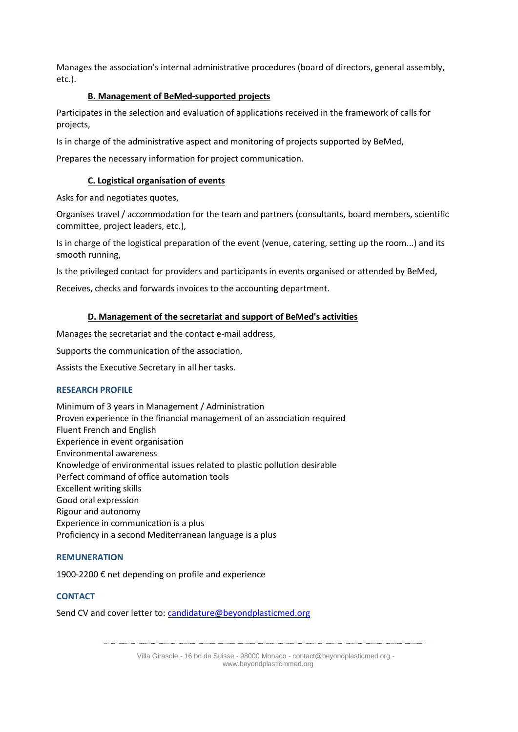Manages the association's internal administrative procedures (board of directors, general assembly, etc.).

### B. Management of BeMed-supported projects

Participates in the selection and evaluation of applications received in the framework of calls for projects,

Is in charge of the administrative aspect and monitoring of projects supported by BeMed,

Prepares the necessary information for project communication.

### C. Logistical organisation of events

Asks for and negotiates quotes,

Organises travel / accommodation for the team and partners (consultants, board members, scientific committee, project leaders, etc.),

Is in charge of the logistical preparation of the event (venue, catering, setting up the room...) and its smooth running,

Is the privileged contact for providers and participants in events organised or attended by BeMed,

Receives, checks and forwards invoices to the accounting department.

### D. Management of the secretariat and support of BeMed's activities

Manages the secretariat and the contact e-mail address,

Supports the communication of the association,

Assists the Executive Secretary in all her tasks.

## RESEARCH PROFILE

Minimum of 3 years in Management / Administration
Proven experience in the financial management of an association required
Fluent French and English
Experience in event organisation
Environmental awareness
Knowledge of environmental issues related to plastic pollution desirable
Perfect command of office automation tools
Excellent writing skills
Good oral expression
Rigour and autonomy
Experience in communication is a plus
Proficiency in a second Mediterranean language is a plus

## REMUNERATION

1900-2200 € net depending on profile and experience

## CONTACT

Send CV and cover letter to: candidature@beyondplasticmed.org

Villa Girasole - 16 bd de Suisse - 98000 Monaco - contact@beyondplasticmed.org - www.beyondplasticmmed.org